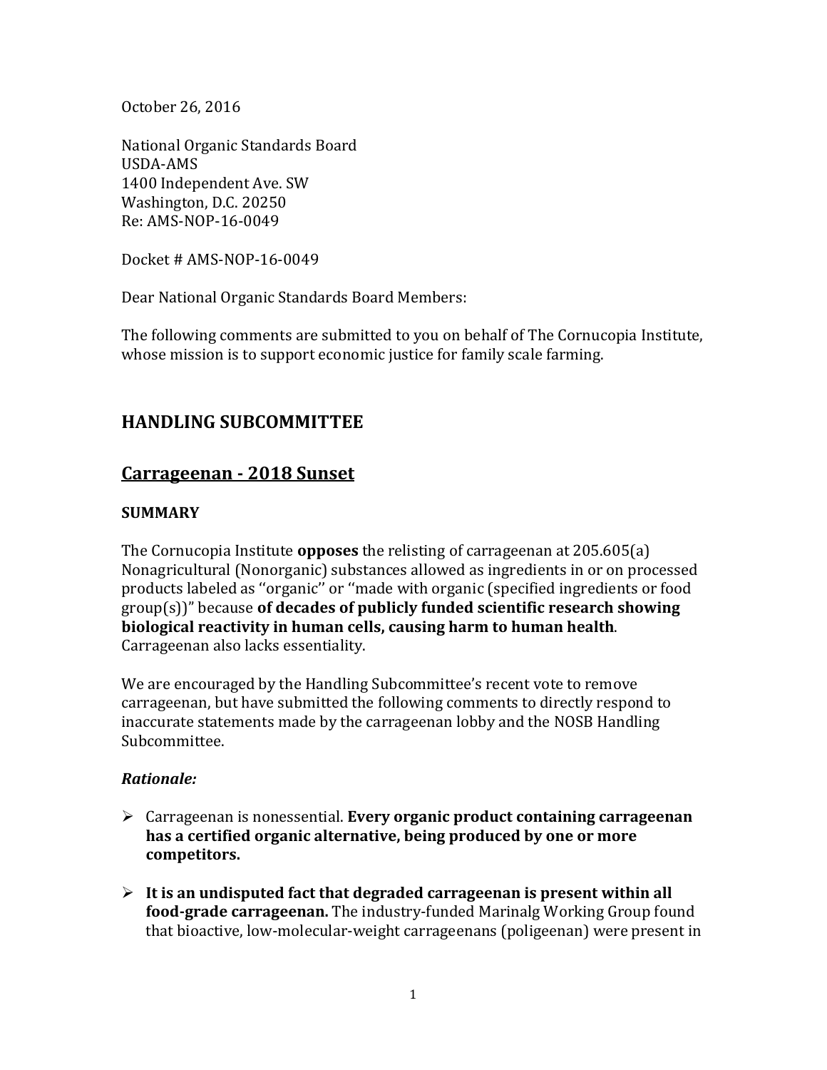October 26, 2016

National Organic Standards Board
USDA-AMS
1400 Independent Ave. SW
Washington, D.C. 20250
Re: AMS-NOP-16-0049

Docket # AMS-NOP-16-0049

Dear National Organic Standards Board Members:

The following comments are submitted to you on behalf of The Cornucopia Institute, whose mission is to support economic justice for family scale farming.

## HANDLING SUBCOMMITTEE

## Carrageenan - 2018 Sunset

### SUMMARY

The Cornucopia Institute **opposes** the relisting of carrageenan at 205.605(a) Nonagricultural (Nonorganic) substances allowed as ingredients in or on processed products labeled as ''organic'' or ''made with organic (specified ingredients or food group(s))'' because **of decades of publicly funded scientific research showing biological reactivity in human cells, causing harm to human health**. Carrageenan also lacks essentiality.

We are encouraged by the Handling Subcommittee's recent vote to remove carrageenan, but have submitted the following comments to directly respond to inaccurate statements made by the carrageenan lobby and the NOSB Handling Subcommittee.

### *Rationale:*

- Carrageenan is nonessential. **Every organic product containing carrageenan has a certified organic alternative, being produced by one or more competitors.**
- **It is an undisputed fact that degraded carrageenan is present within all food-grade carrageenan.** The industry-funded Marinalg Working Group found that bioactive, low-molecular-weight carrageenans (poligeenan) were present in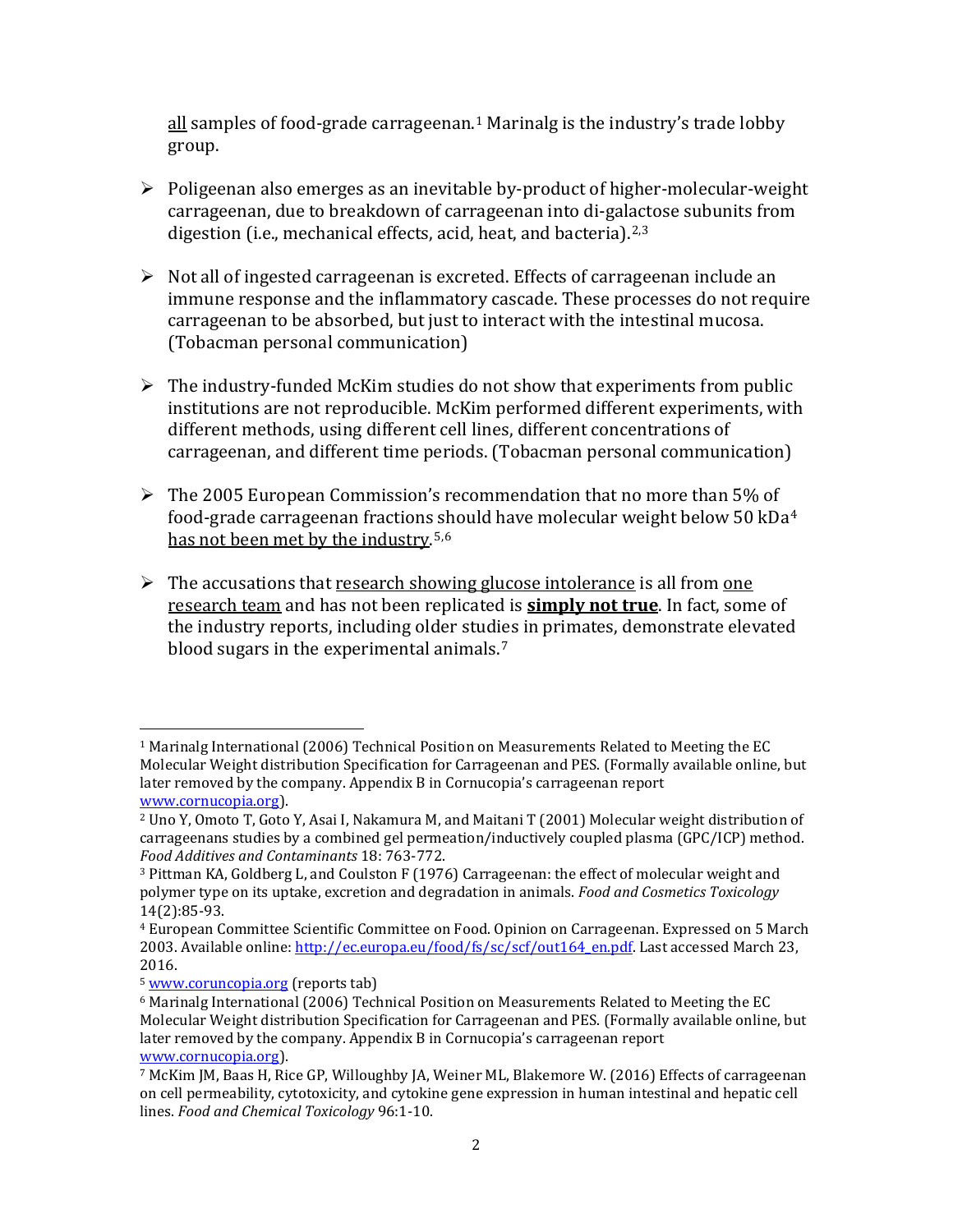all samples of food-grade carrageenan.[1] Marinalg is the industry's trade lobby group.

- Poligeenan also emerges as an inevitable by-product of higher-molecular-weight carrageenan, due to breakdown of carrageenan into di-galactose subunits from digestion (i.e., mechanical effects, acid, heat, and bacteria).[2,3]

- Not all of ingested carrageenan is excreted. Effects of carrageenan include an immune response and the inflammatory cascade. These processes do not require carrageenan to be absorbed, but just to interact with the intestinal mucosa. (Tobacman personal communication)

- The industry-funded McKim studies do not show that experiments from public institutions are not reproducible. McKim performed different experiments, with different methods, using different cell lines, different concentrations of carrageenan, and different time periods. (Tobacman personal communication)

- The 2005 European Commission's recommendation that no more than 5% of food-grade carrageenan fractions should have molecular weight below 50 kDa[4] has not been met by the industry.[5,6]

- The accusations that research showing glucose intolerance is all from one research team and has not been replicated is **simply not true**. In fact, some of the industry reports, including older studies in primates, demonstrate elevated blood sugars in the experimental animals.[7]

---

[1] Marinalg International (2006) Technical Position on Measurements Related to Meeting the EC Molecular Weight distribution Specification for Carrageenan and PES. (Formally available online, but later removed by the company. Appendix B in Cornucopia's carrageenan report www.cornucopia.org).

[2] Uno Y, Omoto T, Goto Y, Asai I, Nakamura M, and Maitani T (2001) Molecular weight distribution of carrageenans studies by a combined gel permeation/inductively coupled plasma (GPC/ICP) method. *Food Additives and Contaminants* 18: 763-772.

[3] Pittman KA, Goldberg L, and Coulston F (1976) Carrageenan: the effect of molecular weight and polymer type on its uptake, excretion and degradation in animals. *Food and Cosmetics Toxicology* 14(2):85-93.

[4] European Committee Scientific Committee on Food. Opinion on Carrageenan. Expressed on 5 March 2003. Available online: http://ec.europa.eu/food/fs/sc/scf/out164_en.pdf. Last accessed March 23, 2016.

[5] www.coruncopia.org (reports tab)

[6] Marinalg International (2006) Technical Position on Measurements Related to Meeting the EC Molecular Weight distribution Specification for Carrageenan and PES. (Formally available online, but later removed by the company. Appendix B in Cornucopia's carrageenan report www.cornucopia.org).

[7] McKim JM, Baas H, Rice GP, Willoughby JA, Weiner ML, Blakemore W. (2016) Effects of carrageenan on cell permeability, cytotoxicity, and cytokine gene expression in human intestinal and hepatic cell lines. *Food and Chemical Toxicology* 96:1-10.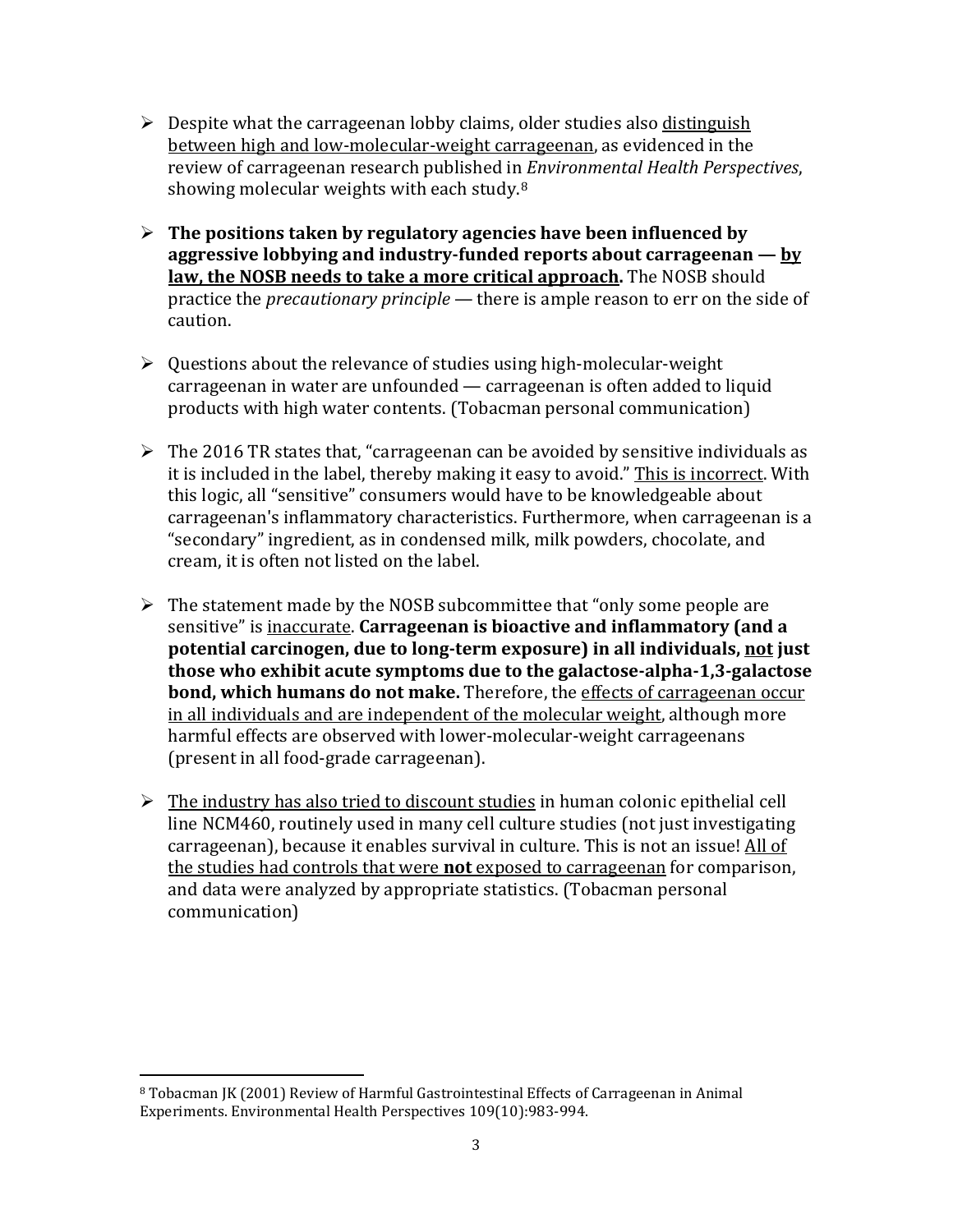- Despite what the carrageenan lobby claims, older studies also <u>distinguish between high and low-molecular-weight carrageenan</u>, as evidenced in the review of carrageenan research published in *Environmental Health Perspectives*, showing molecular weights with each study.[8]

- **The positions taken by regulatory agencies have been influenced by aggressive lobbying and industry-funded reports about carrageenan — <u>by law, the NOSB needs to take a more critical approach</u>.** The NOSB should practice the *precautionary principle* — there is ample reason to err on the side of caution.

- Questions about the relevance of studies using high-molecular-weight carrageenan in water are unfounded — carrageenan is often added to liquid products with high water contents. (Tobacman personal communication)

- The 2016 TR states that, "carrageenan can be avoided by sensitive individuals as it is included in the label, thereby making it easy to avoid." <u>This is incorrect</u>. With this logic, all "sensitive" consumers would have to be knowledgeable about carrageenan's inflammatory characteristics. Furthermore, when carrageenan is a "secondary" ingredient, as in condensed milk, milk powders, chocolate, and cream, it is often not listed on the label.

- The statement made by the NOSB subcommittee that "only some people are sensitive" is <u>inaccurate</u>. **Carrageenan is bioactive and inflammatory (and a potential carcinogen, due to long-term exposure) in all individuals, <u>not</u> just those who exhibit acute symptoms due to the galactose-alpha-1,3-galactose bond, which humans do not make.** Therefore, the <u>effects of carrageenan occur in all individuals and are independent of the molecular weight</u>, although more harmful effects are observed with lower-molecular-weight carrageenans (present in all food-grade carrageenan).

- <u>The industry has also tried to discount studies</u> in human colonic epithelial cell line NCM460, routinely used in many cell culture studies (not just investigating carrageenan), because it enables survival in culture. This is not an issue! <u>All of the studies had controls that were **not** exposed to carrageenan</u> for comparison, and data were analyzed by appropriate statistics. (Tobacman personal communication)

---

[8] Tobacman JK (2001) Review of Harmful Gastrointestinal Effects of Carrageenan in Animal Experiments. Environmental Health Perspectives 109(10):983-994.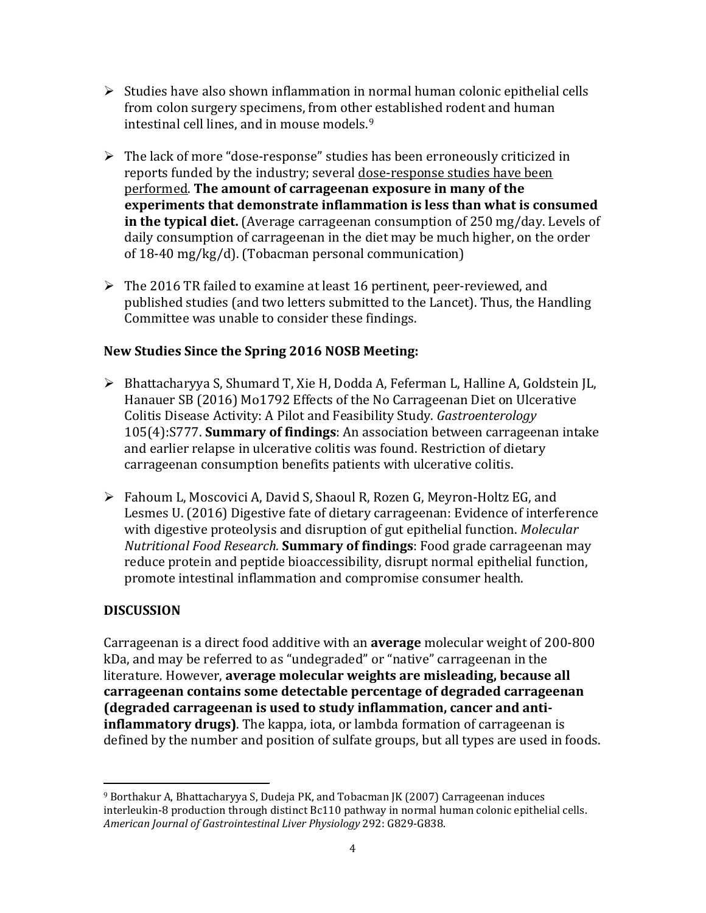- Studies have also shown inflammation in normal human colonic epithelial cells from colon surgery specimens, from other established rodent and human intestinal cell lines, and in mouse models.[9]

- The lack of more "dose-response" studies has been erroneously criticized in reports funded by the industry; several dose-response studies have been performed. **The amount of carrageenan exposure in many of the experiments that demonstrate inflammation is less than what is consumed in the typical diet.** (Average carrageenan consumption of 250 mg/day. Levels of daily consumption of carrageenan in the diet may be much higher, on the order of 18-40 mg/kg/d). (Tobacman personal communication)

- The 2016 TR failed to examine at least 16 pertinent, peer-reviewed, and published studies (and two letters submitted to the Lancet). Thus, the Handling Committee was unable to consider these findings.

**New Studies Since the Spring 2016 NOSB Meeting:**

- Bhattacharyya S, Shumard T, Xie H, Dodda A, Feferman L, Halline A, Goldstein JL, Hanauer SB (2016) Mo1792 Effects of the No Carrageenan Diet on Ulcerative Colitis Disease Activity: A Pilot and Feasibility Study. *Gastroenterology* 105(4):S777. **Summary of findings**: An association between carrageenan intake and earlier relapse in ulcerative colitis was found. Restriction of dietary carrageenan consumption benefits patients with ulcerative colitis.

- Fahoum L, Moscovici A, David S, Shaoul R, Rozen G, Meyron-Holtz EG, and Lesmes U. (2016) Digestive fate of dietary carrageenan: Evidence of interference with digestive proteolysis and disruption of gut epithelial function. *Molecular Nutritional Food Research.* **Summary of findings**: Food grade carrageenan may reduce protein and peptide bioaccessibility, disrupt normal epithelial function, promote intestinal inflammation and compromise consumer health.

**DISCUSSION**

Carrageenan is a direct food additive with an **average** molecular weight of 200-800 kDa, and may be referred to as "undegraded" or "native" carrageenan in the literature. However, **average molecular weights are misleading, because all carrageenan contains some detectable percentage of degraded carrageenan (degraded carrageenan is used to study inflammation, cancer and anti-inflammatory drugs)**. The kappa, iota, or lambda formation of carrageenan is defined by the number and position of sulfate groups, but all types are used in foods.

[9] Borthakur A, Bhattacharyya S, Dudeja PK, and Tobacman JK (2007) Carrageenan induces interleukin-8 production through distinct Bc110 pathway in normal human colonic epithelial cells. *American Journal of Gastrointestinal Liver Physiology* 292: G829-G838.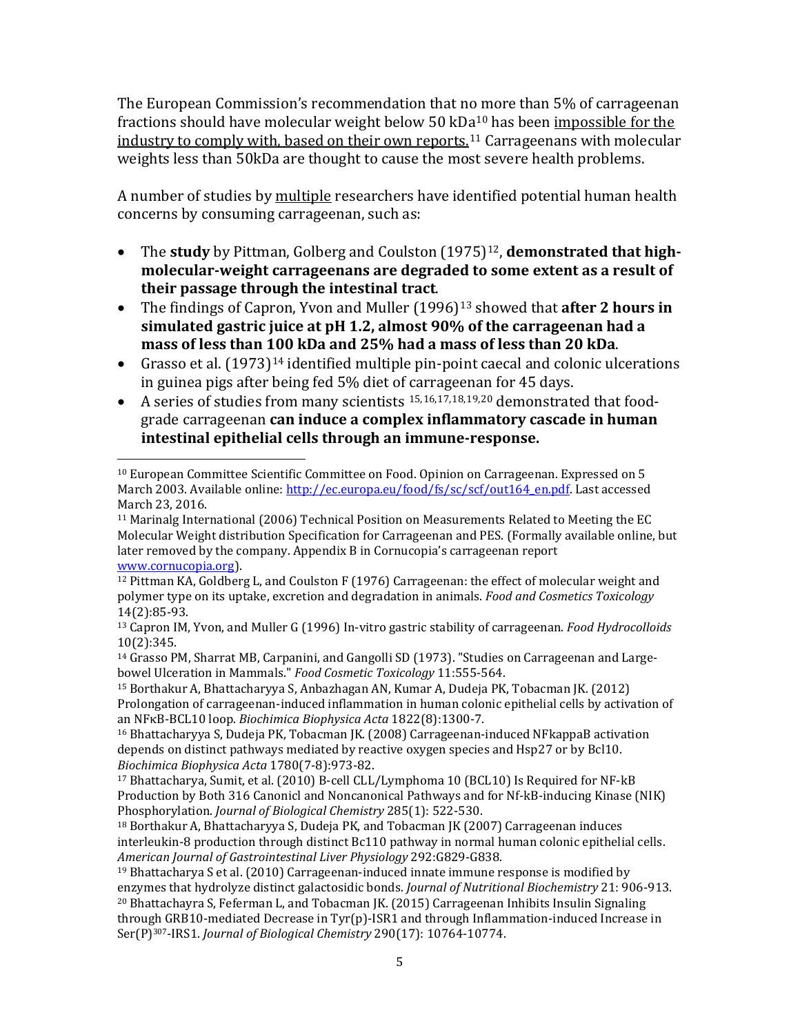The European Commission's recommendation that no more than 5% of carrageenan fractions should have molecular weight below 50 kDa[10] has been impossible for the industry to comply with, based on their own reports.[11] Carrageenans with molecular weights less than 50kDa are thought to cause the most severe health problems.

A number of studies by multiple researchers have identified potential human health concerns by consuming carrageenan, such as:

- The **study** by Pittman, Golberg and Coulston (1975)[12], **demonstrated that high-molecular-weight carrageenans are degraded to some extent as a result of their passage through the intestinal tract**.
- The findings of Capron, Yvon and Muller (1996)[13] showed that **after 2 hours in simulated gastric juice at pH 1.2, almost 90% of the carrageenan had a mass of less than 100 kDa and 25% had a mass of less than 20 kDa**.
- Grasso et al. (1973)[14] identified multiple pin-point caecal and colonic ulcerations in guinea pigs after being fed 5% diet of carrageenan for 45 days.
- A series of studies from many scientists [15,16,17,18,19,20] demonstrated that food-grade carrageenan **can induce a complex inflammatory cascade in human intestinal epithelial cells through an immune-response.**

---

[10] European Committee Scientific Committee on Food. Opinion on Carrageenan. Expressed on 5 March 2003. Available online: http://ec.europa.eu/food/fs/sc/scf/out164_en.pdf. Last accessed March 23, 2016.

[11] Marinalg International (2006) Technical Position on Measurements Related to Meeting the EC Molecular Weight distribution Specification for Carrageenan and PES. (Formally available online, but later removed by the company. Appendix B in Cornucopia's carrageenan report www.cornucopia.org).

[12] Pittman KA, Goldberg L, and Coulston F (1976) Carrageenan: the effect of molecular weight and polymer type on its uptake, excretion and degradation in animals. *Food and Cosmetics Toxicology* 14(2):85-93.

[13] Capron IM, Yvon, and Muller G (1996) In-vitro gastric stability of carrageenan. *Food Hydrocolloids* 10(2):345.

[14] Grasso PM, Sharrat MB, Carpanini, and Gangolli SD (1973). "Studies on Carrageenan and Large-bowel Ulceration in Mammals." *Food Cosmetic Toxicology* 11:555-564.

[15] Borthakur A, Bhattacharyya S, Anbazhagan AN, Kumar A, Dudeja PK, Tobacman JK. (2012) Prolongation of carrageenan-induced inflammation in human colonic epithelial cells by activation of an NFκB-BCL10 loop. *Biochimica Biophysica Acta* 1822(8):1300-7.

[16] Bhattacharyya S, Dudeja PK, Tobacman JK. (2008) Carrageenan-induced NFkappaB activation depends on distinct pathways mediated by reactive oxygen species and Hsp27 or by Bcl10. *Biochimica Biophysica Acta* 1780(7-8):973-82.

[17] Bhattacharya, Sumit, et al. (2010) B-cell CLL/Lymphoma 10 (BCL10) Is Required for NF-kB Production by Both 316 Canonicl and Noncanonical Pathways and for Nf-kB-inducing Kinase (NIK) Phosphorylation. *Journal of Biological Chemistry* 285(1): 522-530.

[18] Borthakur A, Bhattacharyya S, Dudeja PK, and Tobacman JK (2007) Carrageenan induces interleukin-8 production through distinct Bc110 pathway in normal human colonic epithelial cells. *American Journal of Gastrointestinal Liver Physiology* 292:G829-G838.

[19] Bhattacharya S et al. (2010) Carrageenan-induced innate immune response is modified by enzymes that hydrolyze distinct galactosidic bonds. *Journal of Nutritional Biochemistry* 21: 906-913.

[20] Bhattachayra S, Feferman L, and Tobacman JK. (2015) Carrageenan Inhibits Insulin Signaling through GRB10-mediated Decrease in Tyr(p)-ISR1 and through Inflammation-induced Increase in Ser(P)[307]-IRS1. *Journal of Biological Chemistry* 290(17): 10764-10774.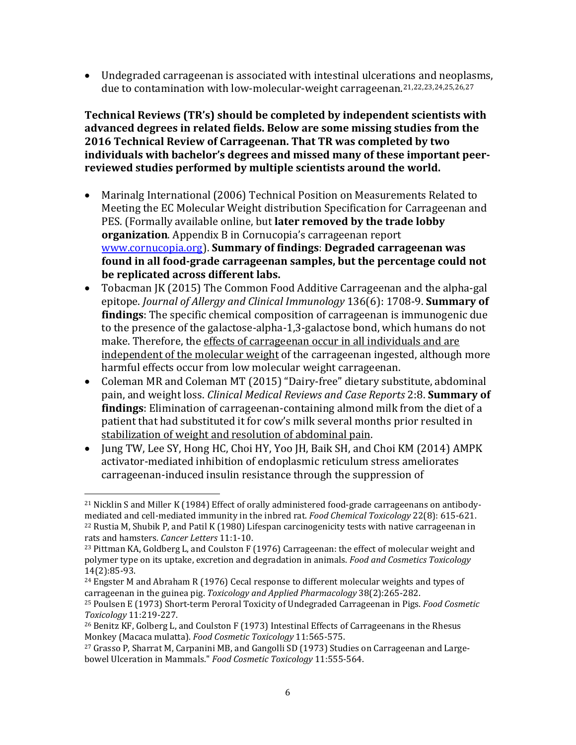- Undegraded carrageenan is associated with intestinal ulcerations and neoplasms, due to contamination with low-molecular-weight carrageenan.[21,22,23,24,25,26,27]

**Technical Reviews (TR's) should be completed by independent scientists with advanced degrees in related fields. Below are some missing studies from the 2016 Technical Review of Carrageenan. That TR was completed by two individuals with bachelor's degrees and missed many of these important peer-reviewed studies performed by multiple scientists around the world.**

- Marinalg International (2006) Technical Position on Measurements Related to Meeting the EC Molecular Weight distribution Specification for Carrageenan and PES. (Formally available online, but **later removed by the trade lobby organization**. Appendix B in Cornucopia's carrageenan report www.cornucopia.org). **Summary of findings**: **Degraded carrageenan was found in all food-grade carrageenan samples, but the percentage could not be replicated across different labs.**
- Tobacman JK (2015) The Common Food Additive Carrageenan and the alpha-gal epitope. *Journal of Allergy and Clinical Immunology* 136(6): 1708-9. **Summary of findings**: The specific chemical composition of carrageenan is immunogenic due to the presence of the galactose-alpha-1,3-galactose bond, which humans do not make. Therefore, the <u>effects of carrageenan occur in all individuals and are independent of the molecular weight</u> of the carrageenan ingested, although more harmful effects occur from low molecular weight carrageenan.
- Coleman MR and Coleman MT (2015) "Dairy-free" dietary substitute, abdominal pain, and weight loss. *Clinical Medical Reviews and Case Reports* 2:8. **Summary of findings**: Elimination of carrageenan-containing almond milk from the diet of a patient that had substituted it for cow's milk several months prior resulted in <u>stabilization of weight and resolution of abdominal pain</u>.
- Jung TW, Lee SY, Hong HC, Choi HY, Yoo JH, Baik SH, and Choi KM (2014) AMPK activator-mediated inhibition of endoplasmic reticulum stress ameliorates carrageenan-induced insulin resistance through the suppression of

---

[21] Nicklin S and Miller K (1984) Effect of orally administered food-grade carrageenans on antibody-mediated and cell-mediated immunity in the inbred rat. *Food Chemical Toxicology* 22(8): 615-621.

[22] Rustia M, Shubik P, and Patil K (1980) Lifespan carcinogenicity tests with native carrageenan in rats and hamsters. *Cancer Letters* 11:1-10.

[23] Pittman KA, Goldberg L, and Coulston F (1976) Carrageenan: the effect of molecular weight and polymer type on its uptake, excretion and degradation in animals. *Food and Cosmetics Toxicology* 14(2):85-93.

[24] Engster M and Abraham R (1976) Cecal response to different molecular weights and types of carrageenan in the guinea pig. *Toxicology and Applied Pharmacology* 38(2):265-282.

[25] Poulsen E (1973) Short-term Peroral Toxicity of Undegraded Carrageenan in Pigs. *Food Cosmetic Toxicology* 11:219-227.

[26] Benitz KF, Golberg L, and Coulston F (1973) Intestinal Effects of Carrageenans in the Rhesus Monkey (Macaca mulatta). *Food Cosmetic Toxicology* 11:565-575.

[27] Grasso P, Sharrat M, Carpanini MB, and Gangolli SD (1973) Studies on Carrageenan and Large-bowel Ulceration in Mammals." *Food Cosmetic Toxicology* 11:555-564.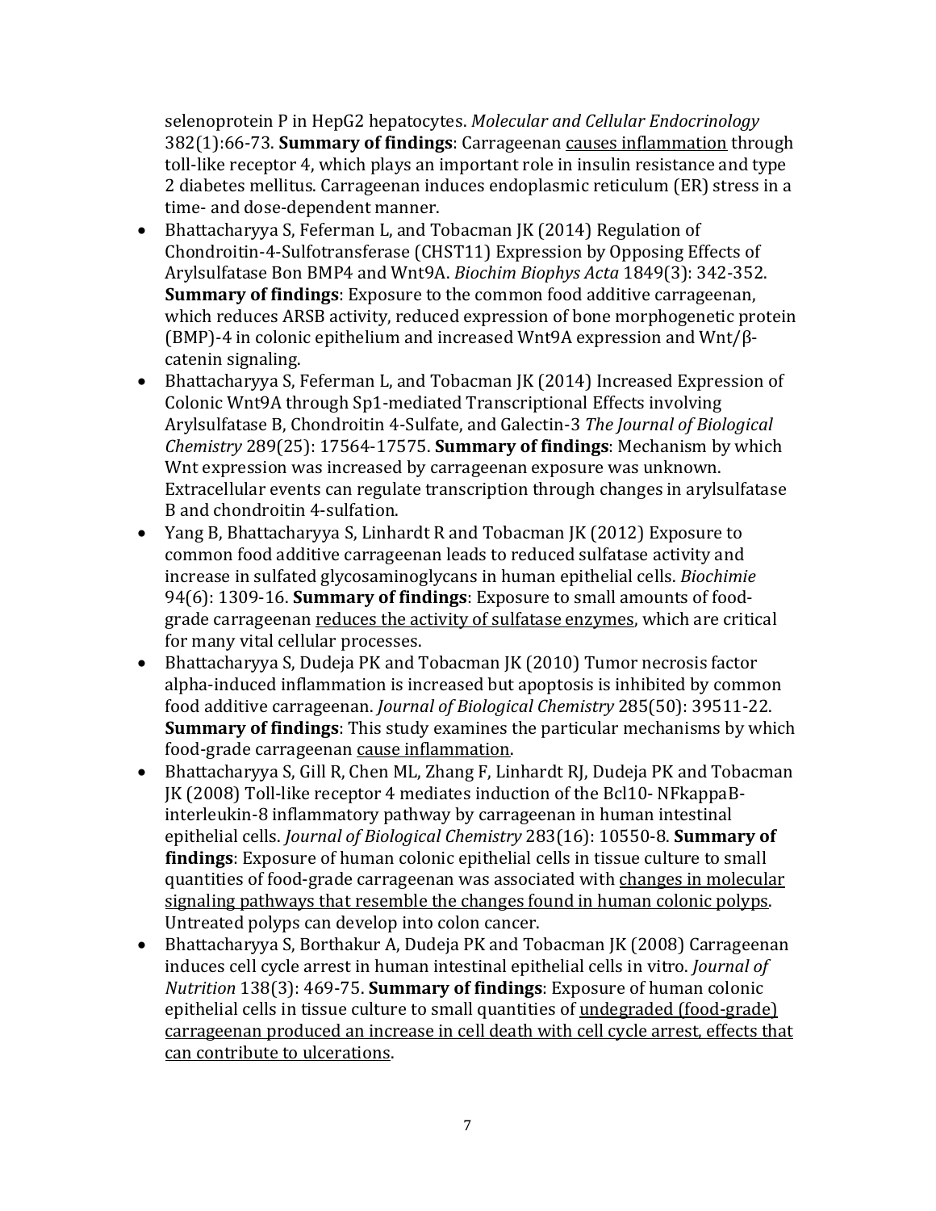selenoprotein P in HepG2 hepatocytes. *Molecular and Cellular Endocrinology* 382(1):66-73. **Summary of findings**: Carrageenan <u>causes inflammation</u> through toll-like receptor 4, which plays an important role in insulin resistance and type 2 diabetes mellitus. Carrageenan induces endoplasmic reticulum (ER) stress in a time- and dose-dependent manner.

- Bhattacharyya S, Feferman L, and Tobacman JK (2014) Regulation of Chondroitin-4-Sulfotransferase (CHST11) Expression by Opposing Effects of Arylsulfatase Bon BMP4 and Wnt9A. *Biochim Biophys Acta* 1849(3): 342-352. **Summary of findings**: Exposure to the common food additive carrageenan, which reduces ARSB activity, reduced expression of bone morphogenetic protein (BMP)-4 in colonic epithelium and increased Wnt9A expression and Wnt/β-catenin signaling.
- Bhattacharyya S, Feferman L, and Tobacman JK (2014) Increased Expression of Colonic Wnt9A through Sp1-mediated Transcriptional Effects involving Arylsulfatase B, Chondroitin 4-Sulfate, and Galectin-3 *The Journal of Biological Chemistry* 289(25): 17564-17575. **Summary of findings**: Mechanism by which Wnt expression was increased by carrageenan exposure was unknown. Extracellular events can regulate transcription through changes in arylsulfatase B and chondroitin 4-sulfation.
- Yang B, Bhattacharyya S, Linhardt R and Tobacman JK (2012) Exposure to common food additive carrageenan leads to reduced sulfatase activity and increase in sulfated glycosaminoglycans in human epithelial cells. *Biochimie* 94(6): 1309-16. **Summary of findings**: Exposure to small amounts of food-grade carrageenan <u>reduces the activity of sulfatase enzymes</u>, which are critical for many vital cellular processes.
- Bhattacharyya S, Dudeja PK and Tobacman JK (2010) Tumor necrosis factor alpha-induced inflammation is increased but apoptosis is inhibited by common food additive carrageenan. *Journal of Biological Chemistry* 285(50): 39511-22. **Summary of findings**: This study examines the particular mechanisms by which food-grade carrageenan <u>cause inflammation</u>.
- Bhattacharyya S, Gill R, Chen ML, Zhang F, Linhardt RJ, Dudeja PK and Tobacman JK (2008) Toll-like receptor 4 mediates induction of the Bcl10- NFkappaB-interleukin-8 inflammatory pathway by carrageenan in human intestinal epithelial cells. *Journal of Biological Chemistry* 283(16): 10550-8. **Summary of findings**: Exposure of human colonic epithelial cells in tissue culture to small quantities of food-grade carrageenan was associated with <u>changes in molecular signaling pathways that resemble the changes found in human colonic polyps</u>. Untreated polyps can develop into colon cancer.
- Bhattacharyya S, Borthakur A, Dudeja PK and Tobacman JK (2008) Carrageenan induces cell cycle arrest in human intestinal epithelial cells in vitro. *Journal of Nutrition* 138(3): 469-75. **Summary of findings**: Exposure of human colonic epithelial cells in tissue culture to small quantities of <u>undegraded (food-grade) carrageenan produced an increase in cell death with cell cycle arrest, effects that can contribute to ulcerations</u>.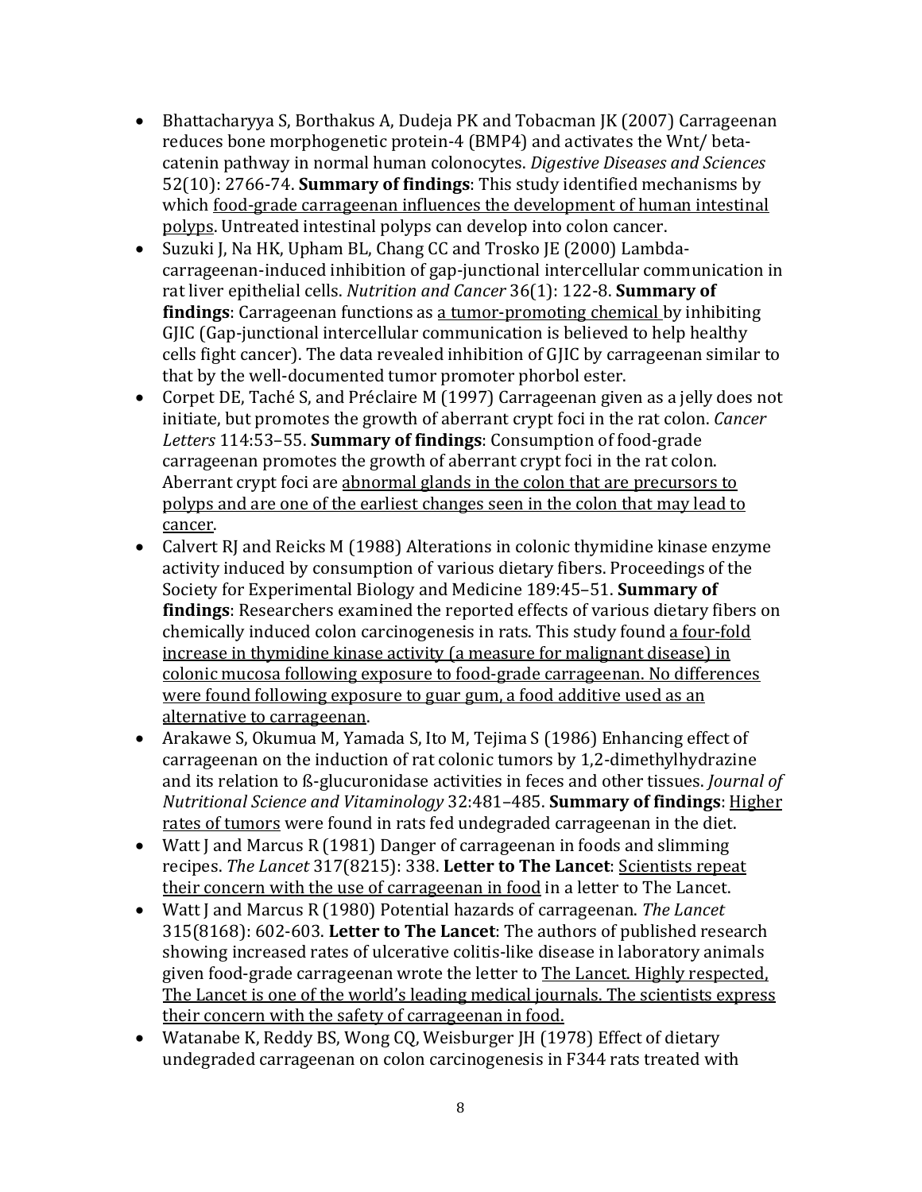- Bhattacharyya S, Borthakus A, Dudeja PK and Tobacman JK (2007) Carrageenan reduces bone morphogenetic protein-4 (BMP4) and activates the Wnt/ beta-catenin pathway in normal human colonocytes. *Digestive Diseases and Sciences* 52(10): 2766-74. **Summary of findings**: This study identified mechanisms by which <u>food-grade carrageenan influences the development of human intestinal polyps</u>. Untreated intestinal polyps can develop into colon cancer.
- Suzuki J, Na HK, Upham BL, Chang CC and Trosko JE (2000) Lambda-carrageenan-induced inhibition of gap-junctional intercellular communication in rat liver epithelial cells. *Nutrition and Cancer* 36(1): 122-8. **Summary of findings**: Carrageenan functions as <u>a tumor-promoting chemical</u> by inhibiting GJIC (Gap-junctional intercellular communication is believed to help healthy cells fight cancer). The data revealed inhibition of GJIC by carrageenan similar to that by the well-documented tumor promoter phorbol ester.
- Corpet DE, Taché S, and Préclaire M (1997) Carrageenan given as a jelly does not initiate, but promotes the growth of aberrant crypt foci in the rat colon. *Cancer Letters* 114:53–55. **Summary of findings**: Consumption of food-grade carrageenan promotes the growth of aberrant crypt foci in the rat colon. Aberrant crypt foci are <u>abnormal glands in the colon that are precursors to polyps and are one of the earliest changes seen in the colon that may lead to cancer</u>.
- Calvert RJ and Reicks M (1988) Alterations in colonic thymidine kinase enzyme activity induced by consumption of various dietary fibers. Proceedings of the Society for Experimental Biology and Medicine 189:45–51. **Summary of findings**: Researchers examined the reported effects of various dietary fibers on chemically induced colon carcinogenesis in rats. This study found <u>a four-fold increase in thymidine kinase activity (a measure for malignant disease) in colonic mucosa following exposure to food-grade carrageenan. No differences were found following exposure to guar gum, a food additive used as an alternative to carrageenan</u>.
- Arakawe S, Okumua M, Yamada S, Ito M, Tejima S (1986) Enhancing effect of carrageenan on the induction of rat colonic tumors by 1,2-dimethylhydrazine and its relation to ß-glucuronidase activities in feces and other tissues. *Journal of Nutritional Science and Vitaminology* 32:481–485. **Summary of findings**: <u>Higher rates of tumors</u> were found in rats fed undegraded carrageenan in the diet.
- Watt J and Marcus R (1981) Danger of carrageenan in foods and slimming recipes. *The Lancet* 317(8215): 338. **Letter to The Lancet**: <u>Scientists repeat their concern with the use of carrageenan in food</u> in a letter to The Lancet.
- Watt J and Marcus R (1980) Potential hazards of carrageenan. *The Lancet* 315(8168): 602-603. **Letter to The Lancet**: The authors of published research showing increased rates of ulcerative colitis-like disease in laboratory animals given food-grade carrageenan wrote the letter to <u>The Lancet. Highly respected, The Lancet is one of the world's leading medical journals. The scientists express their concern with the safety of carrageenan in food.</u>
- Watanabe K, Reddy BS, Wong CQ, Weisburger JH (1978) Effect of dietary undegraded carrageenan on colon carcinogenesis in F344 rats treated with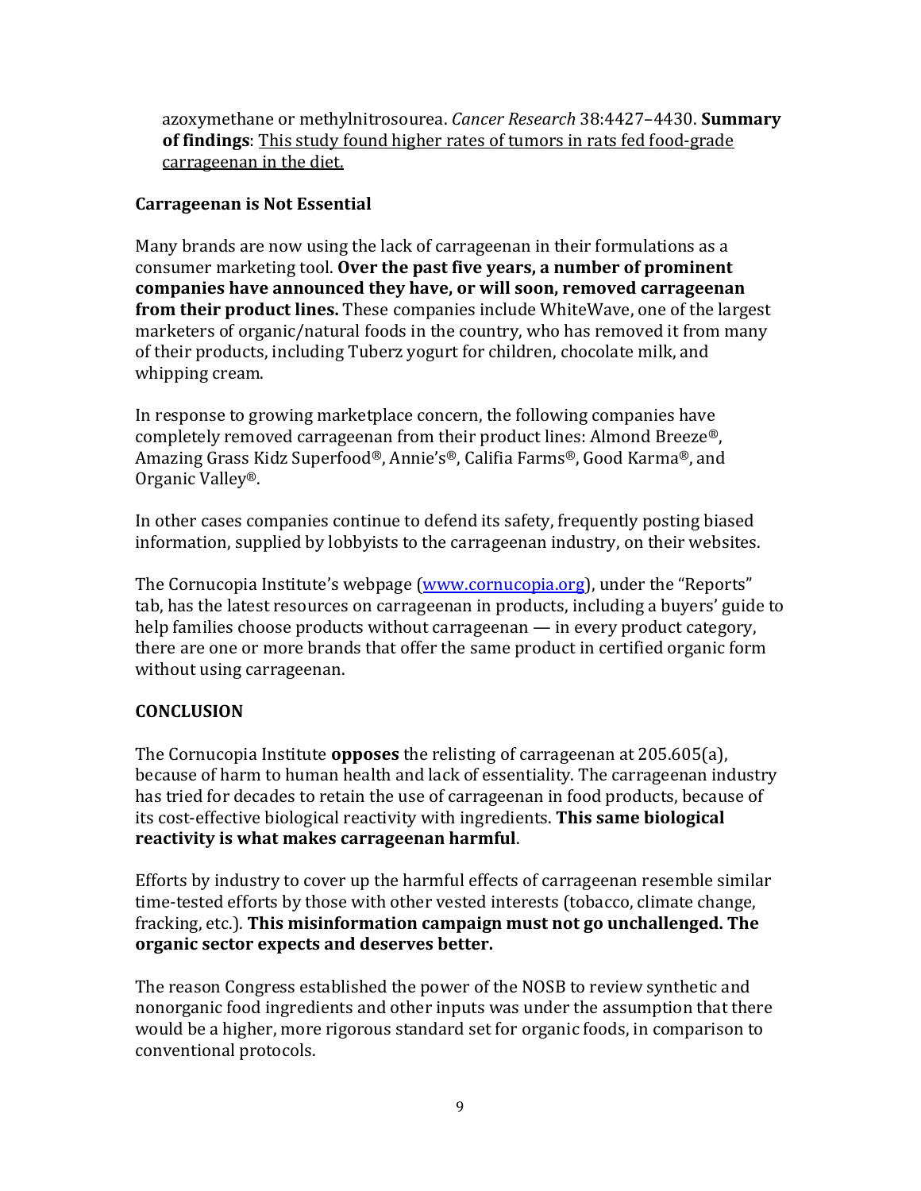azoxymethane or methylnitrosourea. *Cancer Research* 38:4427–4430. **Summary of findings**: This study found higher rates of tumors in rats fed food-grade carrageenan in the diet.

**Carrageenan is Not Essential**

Many brands are now using the lack of carrageenan in their formulations as a consumer marketing tool. **Over the past five years, a number of prominent companies have announced they have, or will soon, removed carrageenan from their product lines.** These companies include WhiteWave, one of the largest marketers of organic/natural foods in the country, who has removed it from many of their products, including Tuberz yogurt for children, chocolate milk, and whipping cream.

In response to growing marketplace concern, the following companies have completely removed carrageenan from their product lines: Almond Breeze®, Amazing Grass Kidz Superfood®, Annie's®, Califia Farms®, Good Karma®, and Organic Valley®.

In other cases companies continue to defend its safety, frequently posting biased information, supplied by lobbyists to the carrageenan industry, on their websites.

The Cornucopia Institute's webpage ([www.cornucopia.org](http://www.cornucopia.org)), under the "Reports" tab, has the latest resources on carrageenan in products, including a buyers' guide to help families choose products without carrageenan — in every product category, there are one or more brands that offer the same product in certified organic form without using carrageenan.

**CONCLUSION**

The Cornucopia Institute **opposes** the relisting of carrageenan at 205.605(a), because of harm to human health and lack of essentiality. The carrageenan industry has tried for decades to retain the use of carrageenan in food products, because of its cost-effective biological reactivity with ingredients. **This same biological reactivity is what makes carrageenan harmful**.

Efforts by industry to cover up the harmful effects of carrageenan resemble similar time-tested efforts by those with other vested interests (tobacco, climate change, fracking, etc.). **This misinformation campaign must not go unchallenged. The organic sector expects and deserves better.**

The reason Congress established the power of the NOSB to review synthetic and nonorganic food ingredients and other inputs was under the assumption that there would be a higher, more rigorous standard set for organic foods, in comparison to conventional protocols.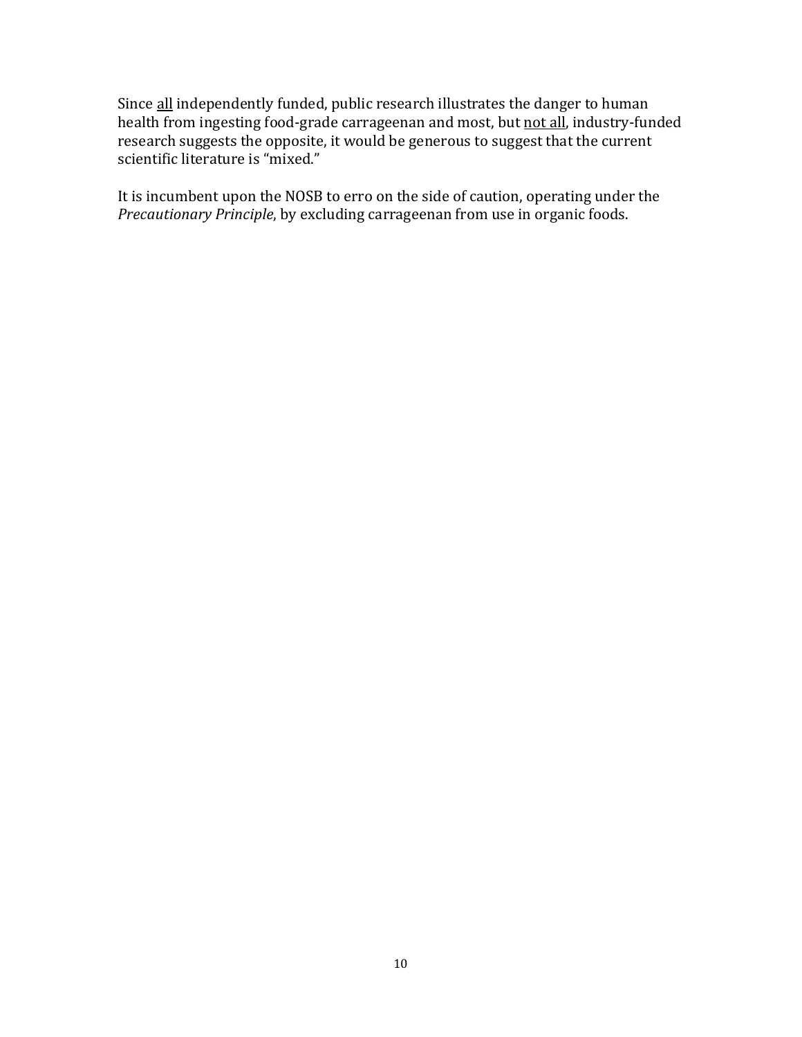Since <u>all</u> independently funded, public research illustrates the danger to human health from ingesting food-grade carrageenan and most, but <u>not all</u>, industry-funded research suggests the opposite, it would be generous to suggest that the current scientific literature is "mixed."

It is incumbent upon the NOSB to erro on the side of caution, operating under the *Precautionary Principle*, by excluding carrageenan from use in organic foods.